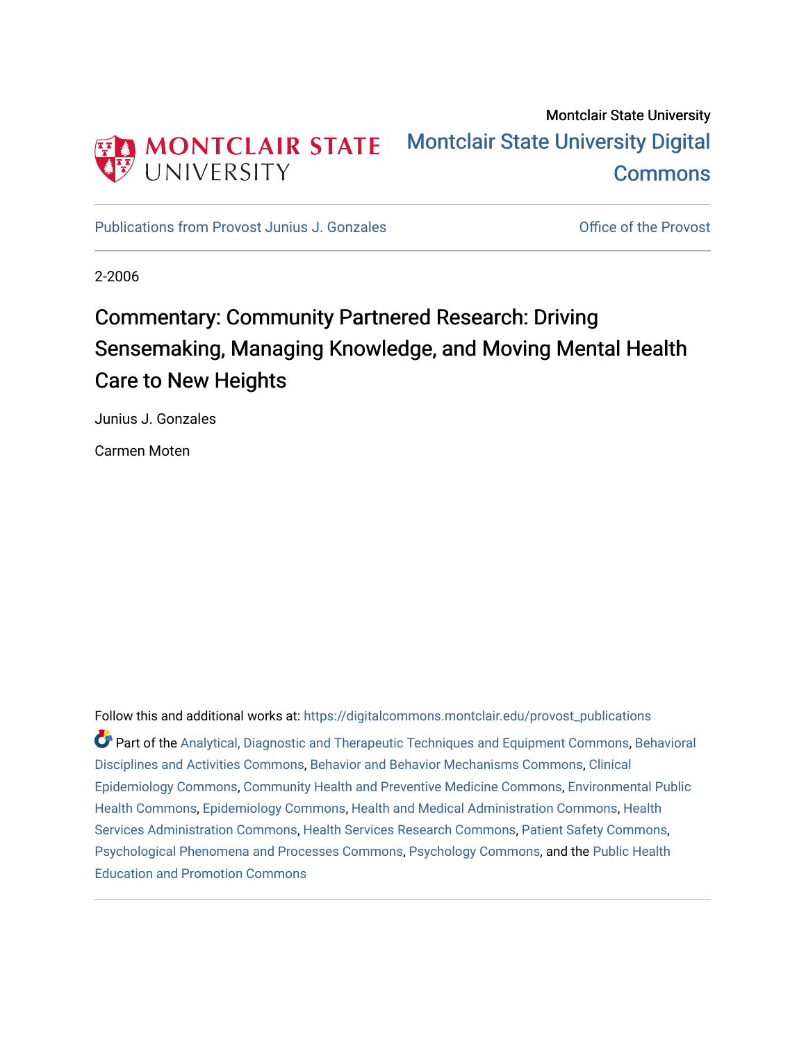Montclair State University

# Montclair State University Digital Commons

Publications from Provost Junius J. Gonzales

Office of the Provost

2-2006

## Commentary: Community Partnered Research: Driving Sensemaking, Managing Knowledge, and Moving Mental Health Care to New Heights

Junius J. Gonzales

Carmen Moten

Follow this and additional works at: https://digitalcommons.montclair.edu/provost_publications

Part of the Analytical, Diagnostic and Therapeutic Techniques and Equipment Commons, Behavioral Disciplines and Activities Commons, Behavior and Behavior Mechanisms Commons, Clinical Epidemiology Commons, Community Health and Preventive Medicine Commons, Environmental Public Health Commons, Epidemiology Commons, Health and Medical Administration Commons, Health Services Administration Commons, Health Services Research Commons, Patient Safety Commons, Psychological Phenomena and Processes Commons, Psychology Commons, and the Public Health Education and Promotion Commons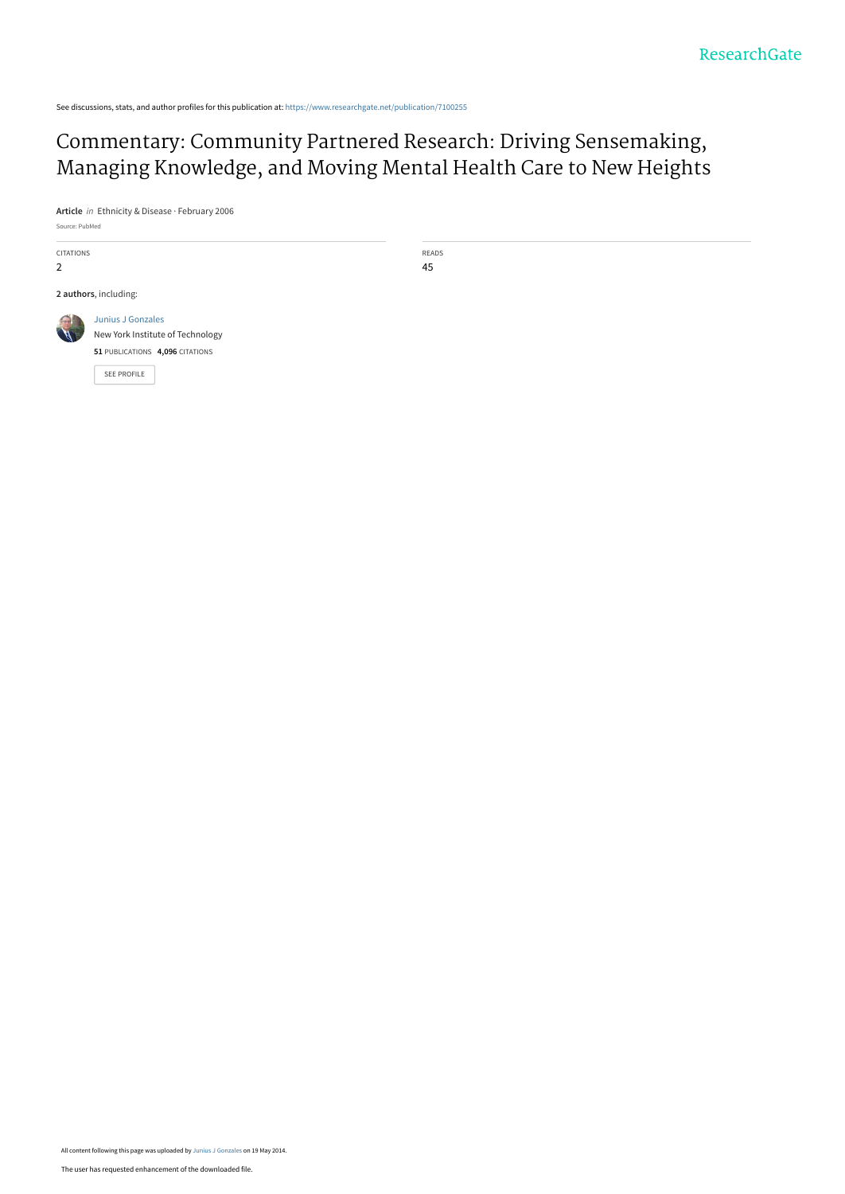See discussions, stats, and author profiles for this publication at: https://www.researchgate.net/publication/7100255

# Commentary: Community Partnered Research: Driving Sensemaking, Managing Knowledge, and Moving Mental Health Care to New Heights

**Article** *in* Ethnicity & Disease · February 2006

Source: PubMed

| CITATIONS | READS |
|---|---|
| 2 | 45 |

**2 authors**, including:

Junius J Gonzales
New York Institute of Technology
**51** PUBLICATIONS **4,096** CITATIONS

SEE PROFILE

All content following this page was uploaded by Junius J Gonzales on 19 May 2014.

The user has requested enhancement of the downloaded file.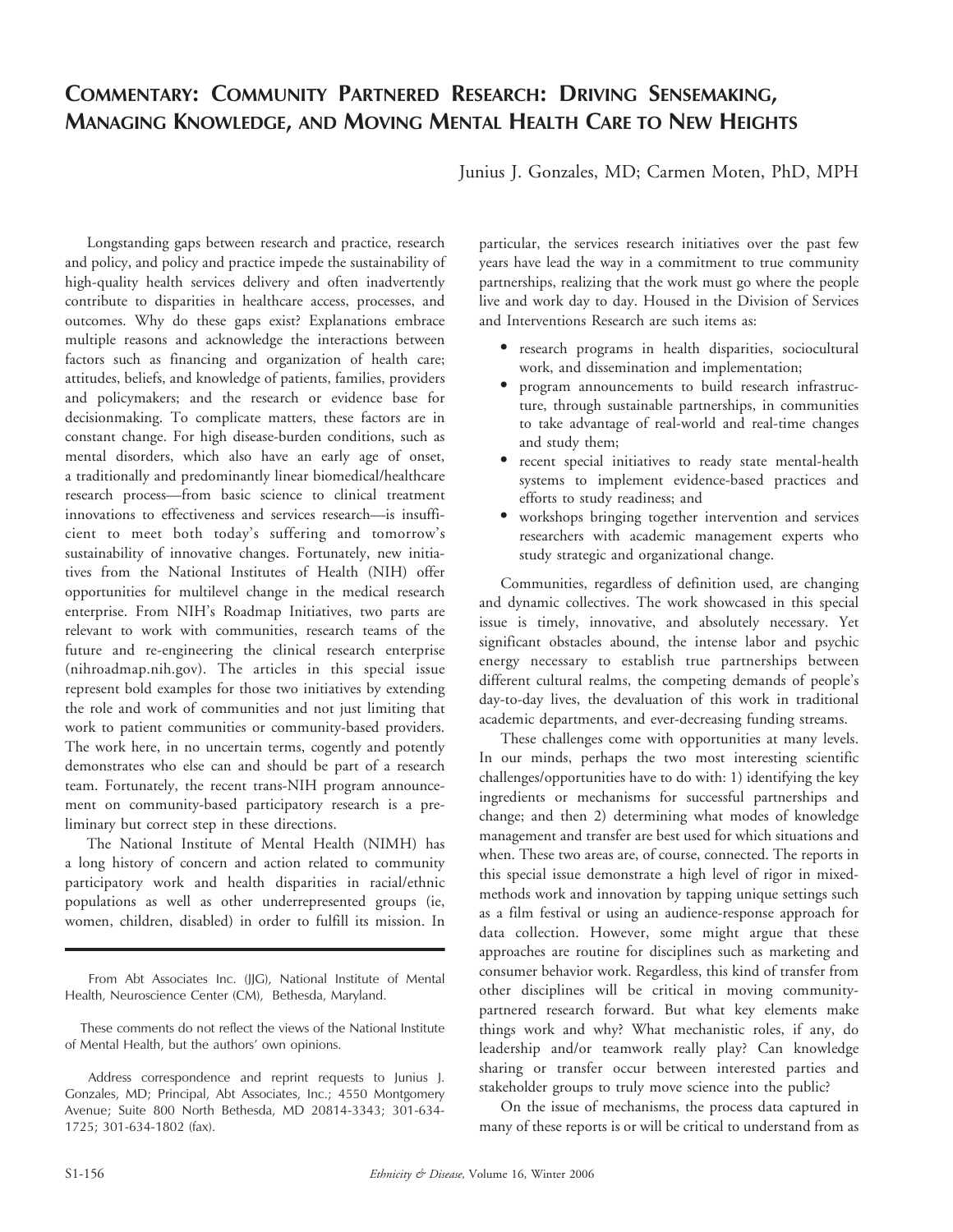# Commentary: Community Partnered Research: Driving Sensemaking, Managing Knowledge, and Moving Mental Health Care to New Heights

Junius J. Gonzales, MD; Carmen Moten, PhD, MPH

Longstanding gaps between research and practice, research and policy, and policy and practice impede the sustainability of high-quality health services delivery and often inadvertently contribute to disparities in healthcare access, processes, and outcomes. Why do these gaps exist? Explanations embrace multiple reasons and acknowledge the interactions between factors such as financing and organization of health care; attitudes, beliefs, and knowledge of patients, families, providers and policymakers; and the research or evidence base for decisionmaking. To complicate matters, these factors are in constant change. For high disease-burden conditions, such as mental disorders, which also have an early age of onset, a traditionally and predominantly linear biomedical/healthcare research process—from basic science to clinical treatment innovations to effectiveness and services research—is insufficient to meet both today's suffering and tomorrow's sustainability of innovative changes. Fortunately, new initiatives from the National Institutes of Health (NIH) offer opportunities for multilevel change in the medical research enterprise. From NIH's Roadmap Initiatives, two parts are relevant to work with communities, research teams of the future and re-engineering the clinical research enterprise (nihroadmap.nih.gov). The articles in this special issue represent bold examples for those two initiatives by extending the role and work of communities and not just limiting that work to patient communities or community-based providers. The work here, in no uncertain terms, cogently and potently demonstrates who else can and should be part of a research team. Fortunately, the recent trans-NIH program announcement on community-based participatory research is a preliminary but correct step in these directions.

The National Institute of Mental Health (NIMH) has a long history of concern and action related to community participatory work and health disparities in racial/ethnic populations as well as other underrepresented groups (ie, women, children, disabled) in order to fulfill its mission. In particular, the services research initiatives over the past few years have lead the way in a commitment to true community partnerships, realizing that the work must go where the people live and work day to day. Housed in the Division of Services and Interventions Research are such items as:

- research programs in health disparities, sociocultural work, and dissemination and implementation;
- program announcements to build research infrastructure, through sustainable partnerships, in communities to take advantage of real-world and real-time changes and study them;
- recent special initiatives to ready state mental-health systems to implement evidence-based practices and efforts to study readiness; and
- workshops bringing together intervention and services researchers with academic management experts who study strategic and organizational change.

Communities, regardless of definition used, are changing and dynamic collectives. The work showcased in this special issue is timely, innovative, and absolutely necessary. Yet significant obstacles abound, the intense labor and psychic energy necessary to establish true partnerships between different cultural realms, the competing demands of people's day-to-day lives, the devaluation of this work in traditional academic departments, and ever-decreasing funding streams.

These challenges come with opportunities at many levels. In our minds, perhaps the two most interesting scientific challenges/opportunities have to do with: 1) identifying the key ingredients or mechanisms for successful partnerships and change; and then 2) determining what modes of knowledge management and transfer are best used for which situations and when. These two areas are, of course, connected. The reports in this special issue demonstrate a high level of rigor in mixed-methods work and innovation by tapping unique settings such as a film festival or using an audience-response approach for data collection. However, some might argue that these approaches are routine for disciplines such as marketing and consumer behavior work. Regardless, this kind of transfer from other disciplines will be critical in moving community-partnered research forward. But what key elements make things work and why? What mechanistic roles, if any, do leadership and/or teamwork really play? Can knowledge sharing or transfer occur between interested parties and stakeholder groups to truly move science into the public?

On the issue of mechanisms, the process data captured in many of these reports is or will be critical to understand from as

From Abt Associates Inc. (JJG), National Institute of Mental Health, Neuroscience Center (CM), Bethesda, Maryland.

These comments do not reflect the views of the National Institute of Mental Health, but the authors' own opinions.

Address correspondence and reprint requests to Junius J. Gonzales, MD; Principal, Abt Associates, Inc.; 4550 Montgomery Avenue; Suite 800 North Bethesda, MD 20814-3343; 301-634-1725; 301-634-1802 (fax).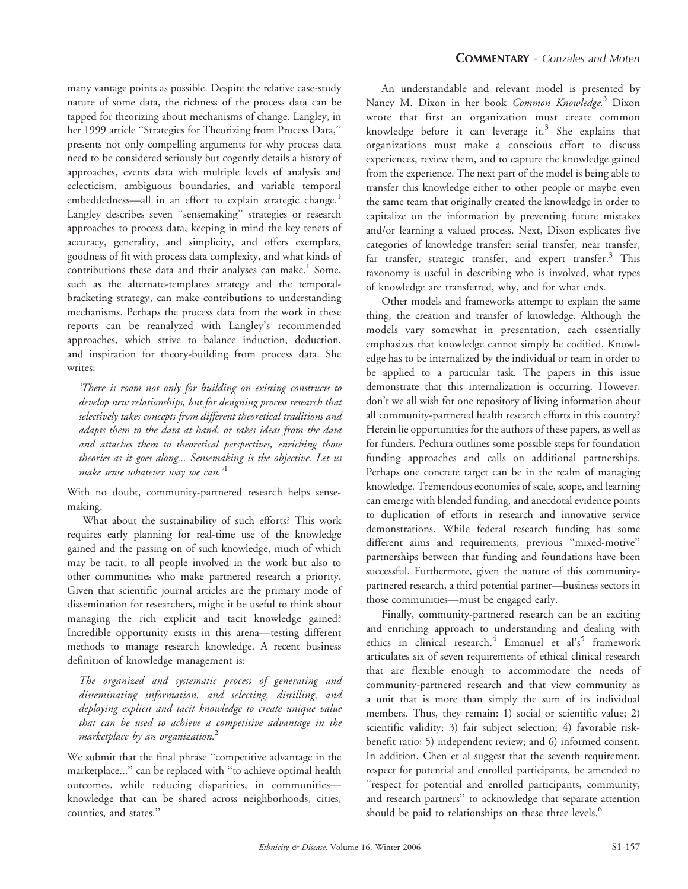many vantage points as possible. Despite the relative case-study nature of some data, the richness of the process data can be tapped for theorizing about mechanisms of change. Langley, in her 1999 article ''Strategies for Theorizing from Process Data,'' presents not only compelling arguments for why process data need to be considered seriously but cogently details a history of approaches, events data with multiple levels of analysis and eclecticism, ambiguous boundaries, and variable temporal embeddedness—all in an effort to explain strategic change.[1] Langley describes seven ''sensemaking'' strategies or research approaches to process data, keeping in mind the key tenets of accuracy, generality, and simplicity, and offers exemplars, goodness of fit with process data complexity, and what kinds of contributions these data and their analyses can make.[1] Some, such as the alternate-templates strategy and the temporal-bracketing strategy, can make contributions to understanding mechanisms. Perhaps the process data from the work in these reports can be reanalyzed with Langley's recommended approaches, which strive to balance induction, deduction, and inspiration for theory-building from process data. She writes:

*'There is room not only for building on existing constructs to develop new relationships, but for designing process research that selectively takes concepts from different theoretical traditions and adapts them to the data at hand, or takes ideas from the data and attaches them to theoretical perspectives, enriching those theories as it goes along... Sensemaking is the objective. Let us make sense whatever way we can.'*[1]

With no doubt, community-partnered research helps sensemaking.

What about the sustainability of such efforts? This work requires early planning for real-time use of the knowledge gained and the passing on of such knowledge, much of which may be tacit, to all people involved in the work but also to other communities who make partnered research a priority. Given that scientific journal articles are the primary mode of dissemination for researchers, might it be useful to think about managing the rich explicit and tacit knowledge gained? Incredible opportunity exists in this arena—testing different methods to manage research knowledge. A recent business definition of knowledge management is:

*The organized and systematic process of generating and disseminating information, and selecting, distilling, and deploying explicit and tacit knowledge to create unique value that can be used to achieve a competitive advantage in the marketplace by an organization.*[2]

We submit that the final phrase ''competitive advantage in the marketplace...'' can be replaced with ''to achieve optimal health outcomes, while reducing disparities, in communities—knowledge that can be shared across neighborhoods, cities, counties, and states.''

An understandable and relevant model is presented by Nancy M. Dixon in her book *Common Knowledge*.[3] Dixon wrote that first an organization must create common knowledge before it can leverage it.[3] She explains that organizations must make a conscious effort to discuss experiences, review them, and to capture the knowledge gained from the experience. The next part of the model is being able to transfer this knowledge either to other people or maybe even the same team that originally created the knowledge in order to capitalize on the information by preventing future mistakes and/or learning a valued process. Next, Dixon explicates five categories of knowledge transfer: serial transfer, near transfer, far transfer, strategic transfer, and expert transfer.[3] This taxonomy is useful in describing who is involved, what types of knowledge are transferred, why, and for what ends.

Other models and frameworks attempt to explain the same thing, the creation and transfer of knowledge. Although the models vary somewhat in presentation, each essentially emphasizes that knowledge cannot simply be codified. Knowledge has to be internalized by the individual or team in order to be applied to a particular task. The papers in this issue demonstrate that this internalization is occurring. However, don't we all wish for one repository of living information about all community-partnered health research efforts in this country? Herein lie opportunities for the authors of these papers, as well as for funders. Pechura outlines some possible steps for foundation funding approaches and calls on additional partnerships. Perhaps one concrete target can be in the realm of managing knowledge. Tremendous economies of scale, scope, and learning can emerge with blended funding, and anecdotal evidence points to duplication of efforts in research and innovative service demonstrations. While federal research funding has some different aims and requirements, previous ''mixed-motive'' partnerships between that funding and foundations have been successful. Furthermore, given the nature of this community-partnered research, a third potential partner—business sectors in those communities—must be engaged early.

Finally, community-partnered research can be an exciting and enriching approach to understanding and dealing with ethics in clinical research.[4] Emanuel et al's[5] framework articulates six of seven requirements of ethical clinical research that are flexible enough to accommodate the needs of community-partnered research and that view community as a unit that is more than simply the sum of its individual members. Thus, they remain: 1) social or scientific value; 2) scientific validity; 3) fair subject selection; 4) favorable risk-benefit ratio; 5) independent review; and 6) informed consent. In addition, Chen et al suggest that the seventh requirement, respect for potential and enrolled participants, be amended to ''respect for potential and enrolled participants, community, and research partners'' to acknowledge that separate attention should be paid to relationships on these three levels.[6]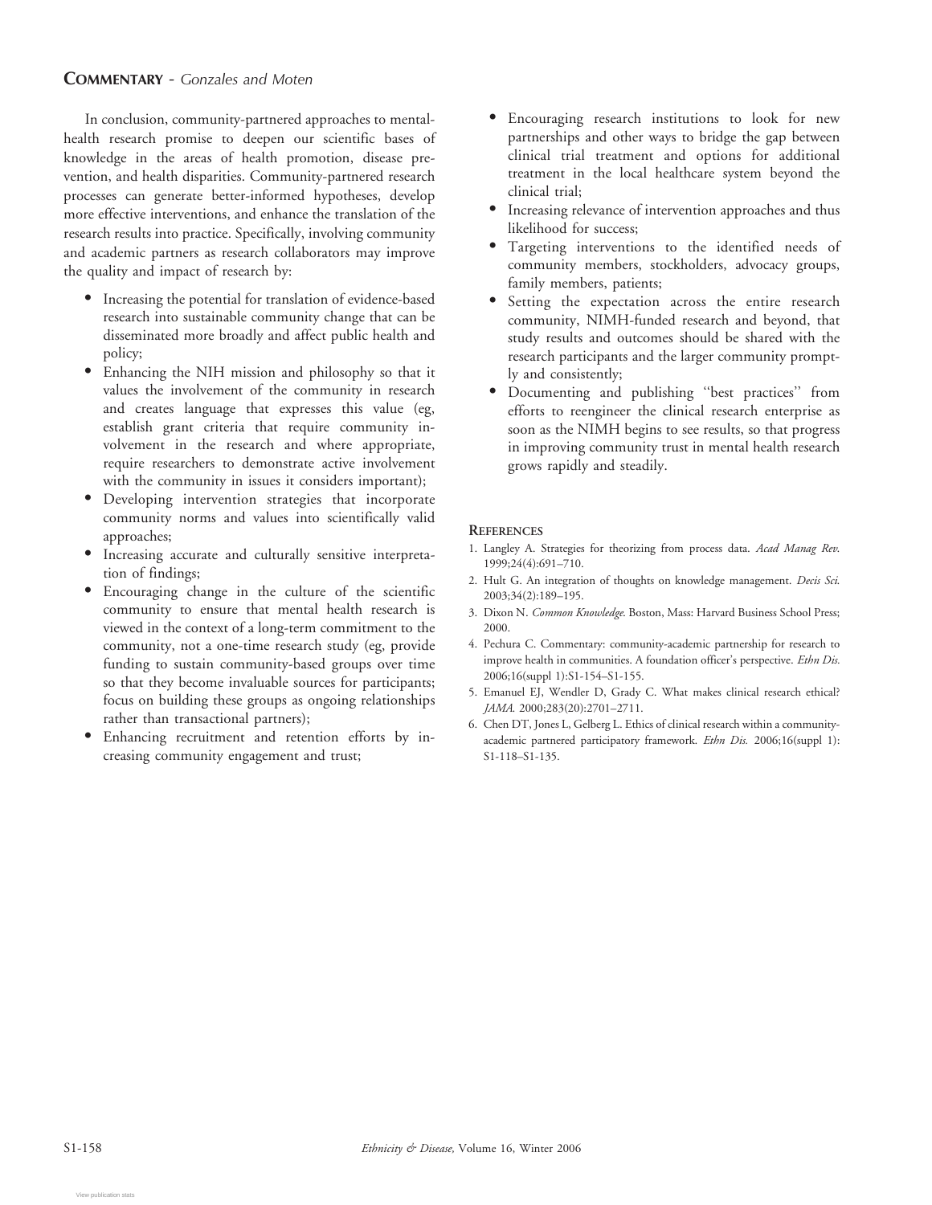In conclusion, community-partnered approaches to mental-health research promise to deepen our scientific bases of knowledge in the areas of health promotion, disease prevention, and health disparities. Community-partnered research processes can generate better-informed hypotheses, develop more effective interventions, and enhance the translation of the research results into practice. Specifically, involving community and academic partners as research collaborators may improve the quality and impact of research by:

- Increasing the potential for translation of evidence-based research into sustainable community change that can be disseminated more broadly and affect public health and policy;
- Enhancing the NIH mission and philosophy so that it values the involvement of the community in research and creates language that expresses this value (eg, establish grant criteria that require community involvement in the research and where appropriate, require researchers to demonstrate active involvement with the community in issues it considers important);
- Developing intervention strategies that incorporate community norms and values into scientifically valid approaches;
- Increasing accurate and culturally sensitive interpretation of findings;
- Encouraging change in the culture of the scientific community to ensure that mental health research is viewed in the context of a long-term commitment to the community, not a one-time research study (eg, provide funding to sustain community-based groups over time so that they become invaluable sources for participants; focus on building these groups as ongoing relationships rather than transactional partners);
- Enhancing recruitment and retention efforts by increasing community engagement and trust;
- Encouraging research institutions to look for new partnerships and other ways to bridge the gap between clinical trial treatment and options for additional treatment in the local healthcare system beyond the clinical trial;
- Increasing relevance of intervention approaches and thus likelihood for success;
- Targeting interventions to the identified needs of community members, stockholders, advocacy groups, family members, patients;
- Setting the expectation across the entire research community, NIMH-funded research and beyond, that study results and outcomes should be shared with the research participants and the larger community promptly and consistently;
- Documenting and publishing "best practices" from efforts to reengineer the clinical research enterprise as soon as the NIMH begins to see results, so that progress in improving community trust in mental health research grows rapidly and steadily.

## References

1. Langley A. Strategies for theorizing from process data. *Acad Manag Rev.* 1999;24(4):691–710.
2. Hult G. An integration of thoughts on knowledge management. *Decis Sci.* 2003;34(2):189–195.
3. Dixon N. *Common Knowledge.* Boston, Mass: Harvard Business School Press; 2000.
4. Pechura C. Commentary: community-academic partnership for research to improve health in communities. A foundation officer's perspective. *Ethn Dis.* 2006;16(suppl 1):S1-154–S1-155.
5. Emanuel EJ, Wendler D, Grady C. What makes clinical research ethical? *JAMA.* 2000;283(20):2701–2711.
6. Chen DT, Jones L, Gelberg L. Ethics of clinical research within a community-academic partnered participatory framework. *Ethn Dis.* 2006;16(suppl 1): S1-118–S1-135.